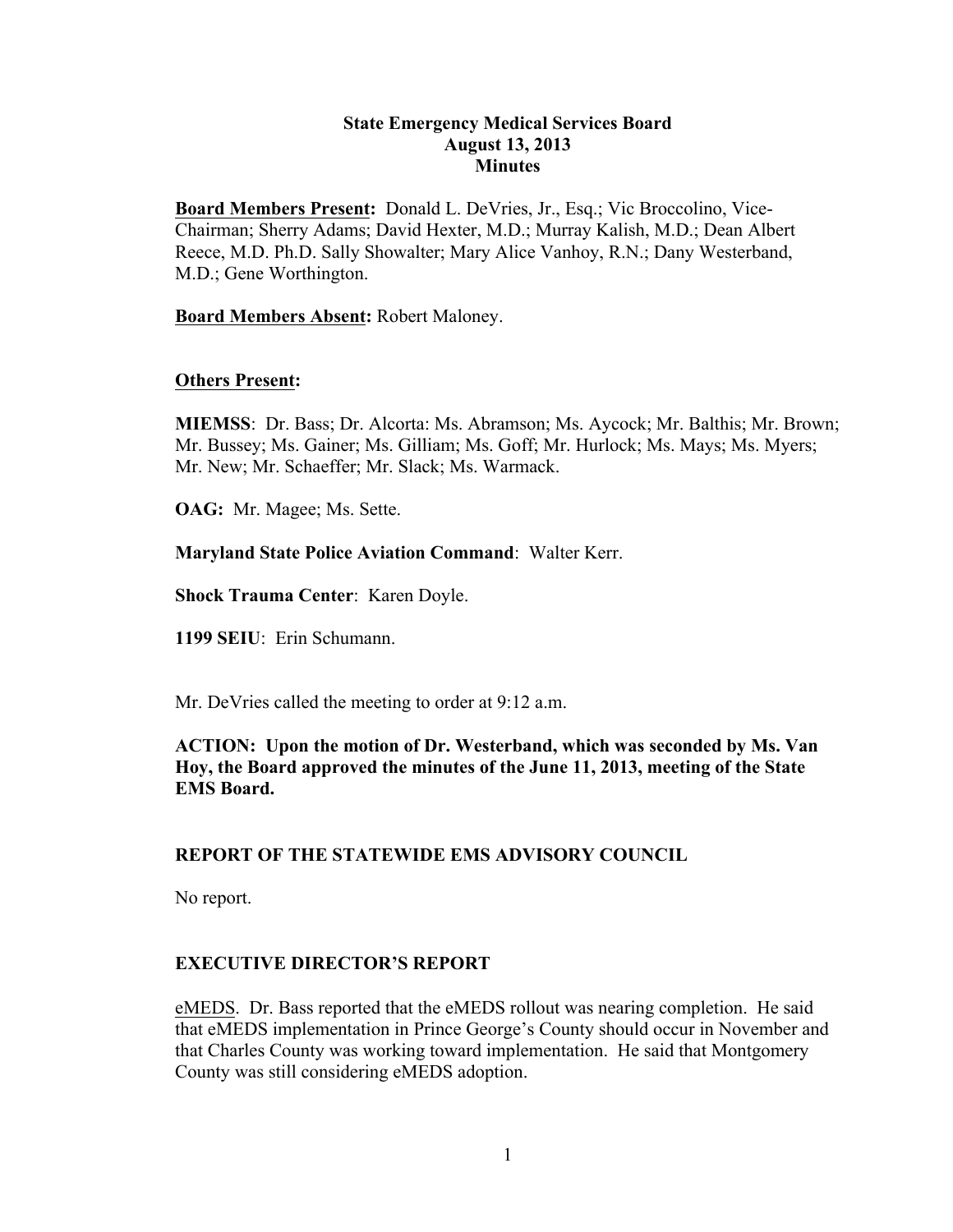**State Emergency Medical Services Board**
**August 13, 2013**
**Minutes**

**Board Members Present:** Donald L. DeVries, Jr., Esq.; Vic Broccolino, Vice-Chairman; Sherry Adams; David Hexter, M.D.; Murray Kalish, M.D.; Dean Albert Reece, M.D. Ph.D. Sally Showalter; Mary Alice Vanhoy, R.N.; Dany Westerband, M.D.; Gene Worthington.

**Board Members Absent:** Robert Maloney.

**Others Present:**

**MIEMSS**: Dr. Bass; Dr. Alcorta: Ms. Abramson; Ms. Aycock; Mr. Balthis; Mr. Brown; Mr. Bussey; Ms. Gainer; Ms. Gilliam; Ms. Goff; Mr. Hurlock; Ms. Mays; Ms. Myers; Mr. New; Mr. Schaeffer; Mr. Slack; Ms. Warmack.

**OAG:** Mr. Magee; Ms. Sette.

**Maryland State Police Aviation Command**: Walter Kerr.

**Shock Trauma Center**: Karen Doyle.

**1199 SEIU**: Erin Schumann.

Mr. DeVries called the meeting to order at 9:12 a.m.

**ACTION: Upon the motion of Dr. Westerband, which was seconded by Ms. Van Hoy, the Board approved the minutes of the June 11, 2013, meeting of the State EMS Board.**

## REPORT OF THE STATEWIDE EMS ADVISORY COUNCIL

No report.

## EXECUTIVE DIRECTOR'S REPORT

eMEDS. Dr. Bass reported that the eMEDS rollout was nearing completion. He said that eMEDS implementation in Prince George's County should occur in November and that Charles County was working toward implementation. He said that Montgomery County was still considering eMEDS adoption.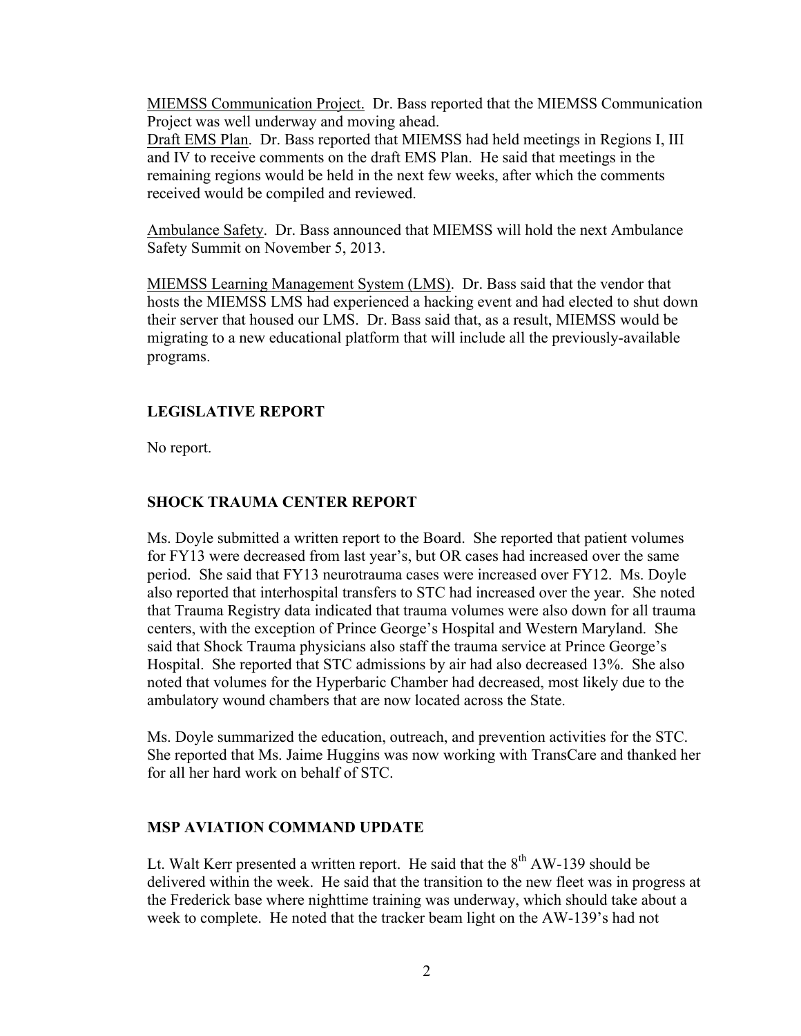<u>MIEMSS Communication Project.</u> Dr. Bass reported that the MIEMSS Communication Project was well underway and moving ahead.

<u>Draft EMS Plan</u>. Dr. Bass reported that MIEMSS had held meetings in Regions I, III and IV to receive comments on the draft EMS Plan. He said that meetings in the remaining regions would be held in the next few weeks, after which the comments received would be compiled and reviewed.

<u>Ambulance Safety</u>. Dr. Bass announced that MIEMSS will hold the next Ambulance Safety Summit on November 5, 2013.

<u>MIEMSS Learning Management System (LMS)</u>. Dr. Bass said that the vendor that hosts the MIEMSS LMS had experienced a hacking event and had elected to shut down their server that housed our LMS. Dr. Bass said that, as a result, MIEMSS would be migrating to a new educational platform that will include all the previously-available programs.

**LEGISLATIVE REPORT**

No report.

**SHOCK TRAUMA CENTER REPORT**

Ms. Doyle submitted a written report to the Board. She reported that patient volumes for FY13 were decreased from last year's, but OR cases had increased over the same period. She said that FY13 neurotrauma cases were increased over FY12. Ms. Doyle also reported that interhospital transfers to STC had increased over the year. She noted that Trauma Registry data indicated that trauma volumes were also down for all trauma centers, with the exception of Prince George's Hospital and Western Maryland. She said that Shock Trauma physicians also staff the trauma service at Prince George's Hospital. She reported that STC admissions by air had also decreased 13%. She also noted that volumes for the Hyperbaric Chamber had decreased, most likely due to the ambulatory wound chambers that are now located across the State.

Ms. Doyle summarized the education, outreach, and prevention activities for the STC. She reported that Ms. Jaime Huggins was now working with TransCare and thanked her for all her hard work on behalf of STC.

**MSP AVIATION COMMAND UPDATE**

Lt. Walt Kerr presented a written report. He said that the 8th AW-139 should be delivered within the week. He said that the transition to the new fleet was in progress at the Frederick base where nighttime training was underway, which should take about a week to complete. He noted that the tracker beam light on the AW-139's had not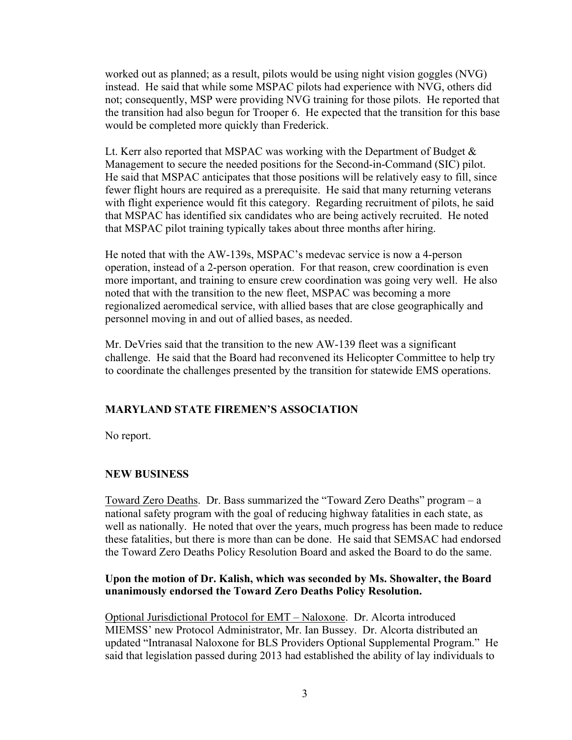worked out as planned; as a result, pilots would be using night vision goggles (NVG) instead. He said that while some MSPAC pilots had experience with NVG, others did not; consequently, MSP were providing NVG training for those pilots. He reported that the transition had also begun for Trooper 6. He expected that the transition for this base would be completed more quickly than Frederick.

Lt. Kerr also reported that MSPAC was working with the Department of Budget & Management to secure the needed positions for the Second-in-Command (SIC) pilot. He said that MSPAC anticipates that those positions will be relatively easy to fill, since fewer flight hours are required as a prerequisite. He said that many returning veterans with flight experience would fit this category. Regarding recruitment of pilots, he said that MSPAC has identified six candidates who are being actively recruited. He noted that MSPAC pilot training typically takes about three months after hiring.

He noted that with the AW-139s, MSPAC's medevac service is now a 4-person operation, instead of a 2-person operation. For that reason, crew coordination is even more important, and training to ensure crew coordination was going very well. He also noted that with the transition to the new fleet, MSPAC was becoming a more regionalized aeromedical service, with allied bases that are close geographically and personnel moving in and out of allied bases, as needed.

Mr. DeVries said that the transition to the new AW-139 fleet was a significant challenge. He said that the Board had reconvened its Helicopter Committee to help try to coordinate the challenges presented by the transition for statewide EMS operations.

## MARYLAND STATE FIREMEN'S ASSOCIATION

No report.

## NEW BUSINESS

Toward Zero Deaths. Dr. Bass summarized the "Toward Zero Deaths" program – a national safety program with the goal of reducing highway fatalities in each state, as well as nationally. He noted that over the years, much progress has been made to reduce these fatalities, but there is more than can be done. He said that SEMSAC had endorsed the Toward Zero Deaths Policy Resolution Board and asked the Board to do the same.

**Upon the motion of Dr. Kalish, which was seconded by Ms. Showalter, the Board unanimously endorsed the Toward Zero Deaths Policy Resolution.**

Optional Jurisdictional Protocol for EMT – Naloxone. Dr. Alcorta introduced MIEMSS' new Protocol Administrator, Mr. Ian Bussey. Dr. Alcorta distributed an updated "Intranasal Naloxone for BLS Providers Optional Supplemental Program." He said that legislation passed during 2013 had established the ability of lay individuals to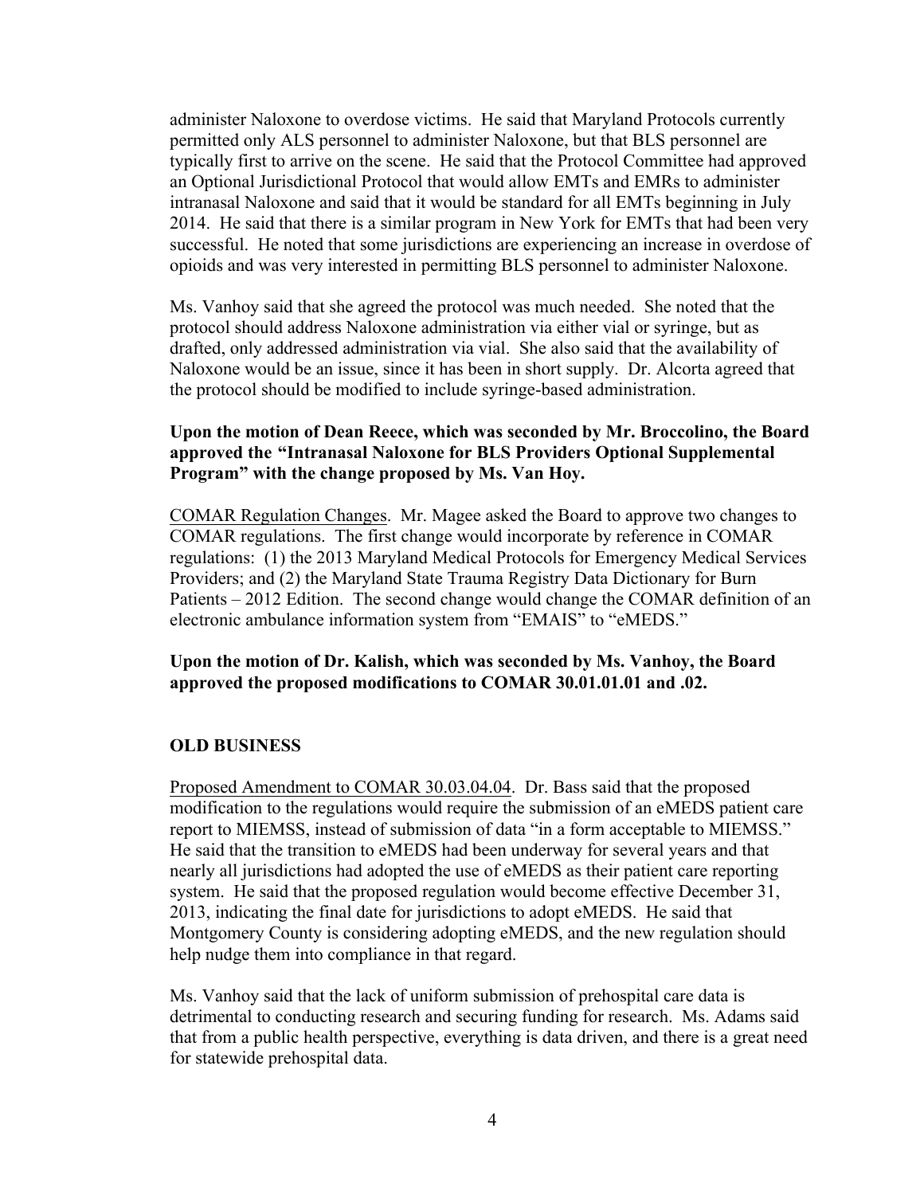administer Naloxone to overdose victims. He said that Maryland Protocols currently permitted only ALS personnel to administer Naloxone, but that BLS personnel are typically first to arrive on the scene. He said that the Protocol Committee had approved an Optional Jurisdictional Protocol that would allow EMTs and EMRs to administer intranasal Naloxone and said that it would be standard for all EMTs beginning in July 2014. He said that there is a similar program in New York for EMTs that had been very successful. He noted that some jurisdictions are experiencing an increase in overdose of opioids and was very interested in permitting BLS personnel to administer Naloxone.

Ms. Vanhoy said that she agreed the protocol was much needed. She noted that the protocol should address Naloxone administration via either vial or syringe, but as drafted, only addressed administration via vial. She also said that the availability of Naloxone would be an issue, since it has been in short supply. Dr. Alcorta agreed that the protocol should be modified to include syringe-based administration.

**Upon the motion of Dean Reece, which was seconded by Mr. Broccolino, the Board approved the "Intranasal Naloxone for BLS Providers Optional Supplemental Program" with the change proposed by Ms. Van Hoy.**

<u>COMAR Regulation Changes</u>. Mr. Magee asked the Board to approve two changes to COMAR regulations. The first change would incorporate by reference in COMAR regulations: (1) the 2013 Maryland Medical Protocols for Emergency Medical Services Providers; and (2) the Maryland State Trauma Registry Data Dictionary for Burn Patients – 2012 Edition. The second change would change the COMAR definition of an electronic ambulance information system from "EMAIS" to "eMEDS."

**Upon the motion of Dr. Kalish, which was seconded by Ms. Vanhoy, the Board approved the proposed modifications to COMAR 30.01.01.01 and .02.**

## OLD BUSINESS

<u>Proposed Amendment to COMAR 30.03.04.04</u>. Dr. Bass said that the proposed modification to the regulations would require the submission of an eMEDS patient care report to MIEMSS, instead of submission of data "in a form acceptable to MIEMSS." He said that the transition to eMEDS had been underway for several years and that nearly all jurisdictions had adopted the use of eMEDS as their patient care reporting system. He said that the proposed regulation would become effective December 31, 2013, indicating the final date for jurisdictions to adopt eMEDS. He said that Montgomery County is considering adopting eMEDS, and the new regulation should help nudge them into compliance in that regard.

Ms. Vanhoy said that the lack of uniform submission of prehospital care data is detrimental to conducting research and securing funding for research. Ms. Adams said that from a public health perspective, everything is data driven, and there is a great need for statewide prehospital data.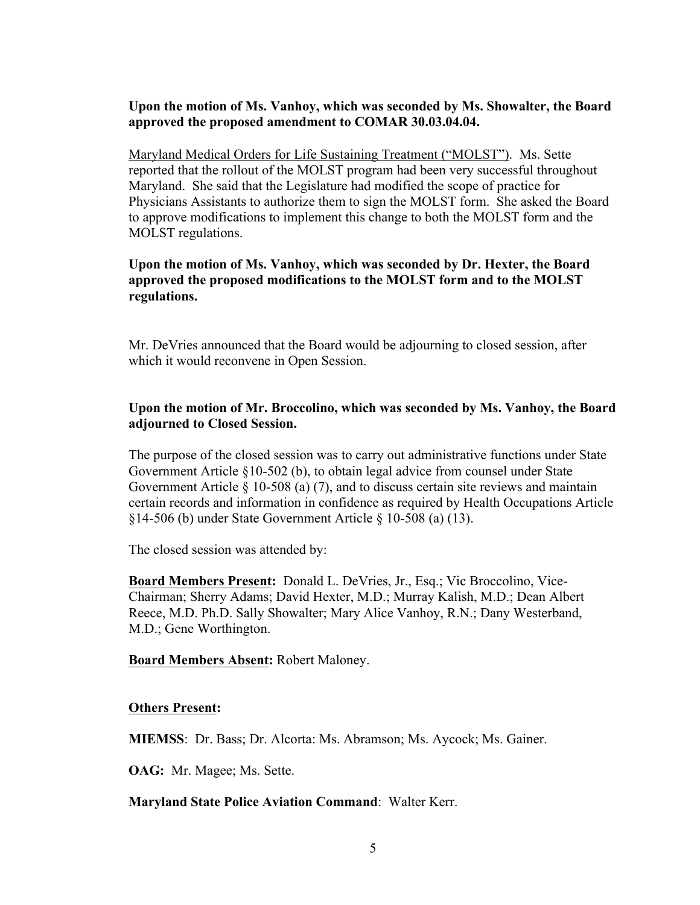**Upon the motion of Ms. Vanhoy, which was seconded by Ms. Showalter, the Board approved the proposed amendment to COMAR 30.03.04.04.**

Maryland Medical Orders for Life Sustaining Treatment ("MOLST"). Ms. Sette reported that the rollout of the MOLST program had been very successful throughout Maryland. She said that the Legislature had modified the scope of practice for Physicians Assistants to authorize them to sign the MOLST form. She asked the Board to approve modifications to implement this change to both the MOLST form and the MOLST regulations.

**Upon the motion of Ms. Vanhoy, which was seconded by Dr. Hexter, the Board approved the proposed modifications to the MOLST form and to the MOLST regulations.**

Mr. DeVries announced that the Board would be adjourning to closed session, after which it would reconvene in Open Session.

**Upon the motion of Mr. Broccolino, which was seconded by Ms. Vanhoy, the Board adjourned to Closed Session.**

The purpose of the closed session was to carry out administrative functions under State Government Article §10-502 (b), to obtain legal advice from counsel under State Government Article § 10-508 (a) (7), and to discuss certain site reviews and maintain certain records and information in confidence as required by Health Occupations Article §14-506 (b) under State Government Article § 10-508 (a) (13).

The closed session was attended by:

**Board Members Present:** Donald L. DeVries, Jr., Esq.; Vic Broccolino, Vice-Chairman; Sherry Adams; David Hexter, M.D.; Murray Kalish, M.D.; Dean Albert Reece, M.D. Ph.D. Sally Showalter; Mary Alice Vanhoy, R.N.; Dany Westerband, M.D.; Gene Worthington.

**Board Members Absent:** Robert Maloney.

**Others Present:**

**MIEMSS**: Dr. Bass; Dr. Alcorta: Ms. Abramson; Ms. Aycock; Ms. Gainer.

**OAG:** Mr. Magee; Ms. Sette.

**Maryland State Police Aviation Command**: Walter Kerr.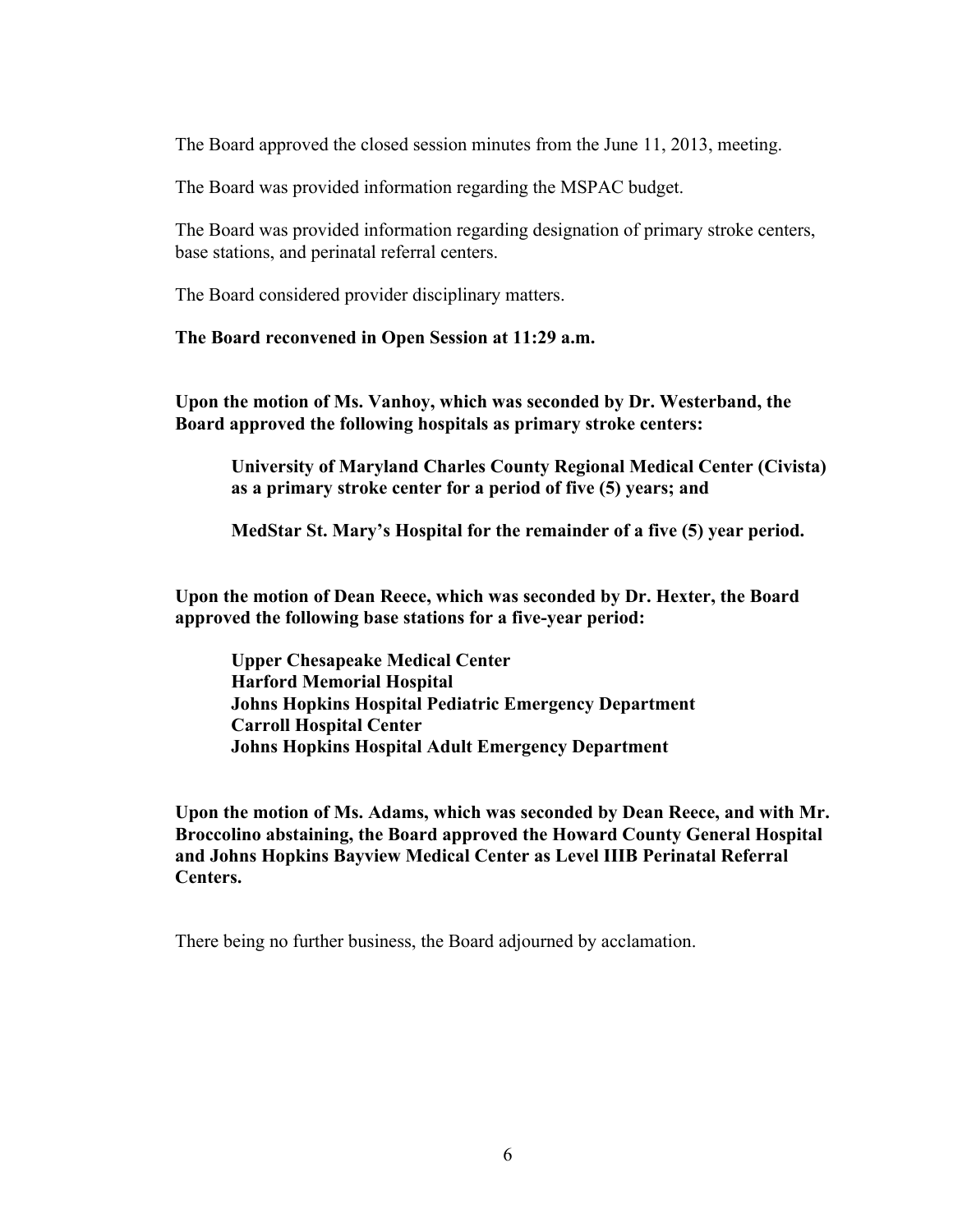The Board approved the closed session minutes from the June 11, 2013, meeting.

The Board was provided information regarding the MSPAC budget.

The Board was provided information regarding designation of primary stroke centers, base stations, and perinatal referral centers.

The Board considered provider disciplinary matters.

**The Board reconvened in Open Session at 11:29 a.m.**

**Upon the motion of Ms. Vanhoy, which was seconded by Dr. Westerband, the Board approved the following hospitals as primary stroke centers:**

> **University of Maryland Charles County Regional Medical Center (Civista) as a primary stroke center for a period of five (5) years; and**
>
> **MedStar St. Mary's Hospital for the remainder of a five (5) year period.**

**Upon the motion of Dean Reece, which was seconded by Dr. Hexter, the Board approved the following base stations for a five-year period:**

> **Upper Chesapeake Medical Center**
> **Harford Memorial Hospital**
> **Johns Hopkins Hospital Pediatric Emergency Department**
> **Carroll Hospital Center**
> **Johns Hopkins Hospital Adult Emergency Department**

**Upon the motion of Ms. Adams, which was seconded by Dean Reece, and with Mr. Broccolino abstaining, the Board approved the Howard County General Hospital and Johns Hopkins Bayview Medical Center as Level IIIB Perinatal Referral Centers.**

There being no further business, the Board adjourned by acclamation.